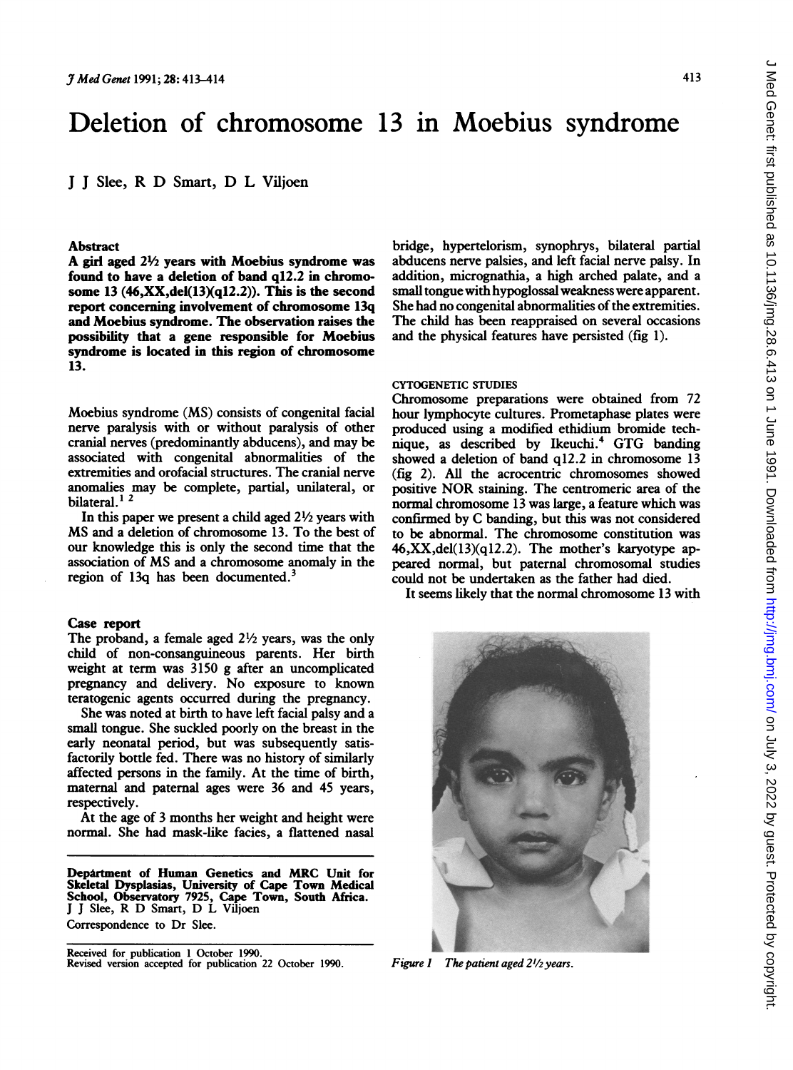# Deletion of chromosome 13 in Moebius syndrome

J J Slee, R D Smart, D L Viljoen

## Abstract

**A girl aged 2½ years with Moebius syndrome was found to have a deletion of band q12.2 in chromosome 13 (46,XX,del(13)(q12.2)). This is the second report concerning involvement of chromosome 13q and Moebius syndrome. The observation raises the possibility that a gene responsible for Moebius syndrome is located in this region of chromosome 13.**

Moebius syndrome (MS) consists of congenital facial nerve paralysis with or without paralysis of other cranial nerves (predominantly abducens), and may be associated with congenital abnormalities of the extremities and orofacial structures. The cranial nerve anomalies may be complete, partial, unilateral, or bilateral.[1 2]

In this paper we present a child aged 2½ years with MS and a deletion of chromosome 13. To the best of our knowledge this is only the second time that the association of MS and a chromosome anomaly in the region of 13q has been documented.[3]

## Case report

The proband, a female aged 2½ years, was the only child of non-consanguineous parents. Her birth weight at term was 3150 g after an uncomplicated pregnancy and delivery. No exposure to known teratogenic agents occurred during the pregnancy.

She was noted at birth to have left facial palsy and a small tongue. She suckled poorly on the breast in the early neonatal period, but was subsequently satisfactorily bottle fed. There was no history of similarly affected persons in the family. At the time of birth, maternal and paternal ages were 36 and 45 years, respectively.

At the age of 3 months her weight and height were normal. She had mask-like facies, a flattened nasal bridge, hypertelorism, synophrys, bilateral partial abducens nerve palsies, and left facial nerve palsy. In addition, micrognathia, a high arched palate, and a small tongue with hypoglossal weakness were apparent. She had no congenital abnormalities of the extremities. The child has been reappraised on several occasions and the physical features have persisted (fig 1).

### CYTOGENETIC STUDIES

Chromosome preparations were obtained from 72 hour lymphocyte cultures. Prometaphase plates were produced using a modified ethidium bromide technique, as described by Ikeuchi.[4] GTG banding showed a deletion of band q12.2 in chromosome 13 (fig 2). All the acrocentric chromosomes showed positive NOR staining. The centromeric area of the normal chromosome 13 was large, a feature which was confirmed by C banding, but this was not considered to be abnormal. The chromosome constitution was 46,XX,del(13)(q12.2). The mother's karyotype appeared normal, but paternal chromosomal studies could not be undertaken as the father had died.

It seems likely that the normal chromosome 13 with

*Figure 1 The patient aged 2½ years.*

**Department of Human Genetics and MRC Unit for Skeletal Dysplasias, University of Cape Town Medical School, Observatory 7925, Cape Town, South Africa.**
J J Slee, R D Smart, D L Viljoen

Correspondence to Dr Slee.

Received for publication 1 October 1990.
Revised version accepted for publication 22 October 1990.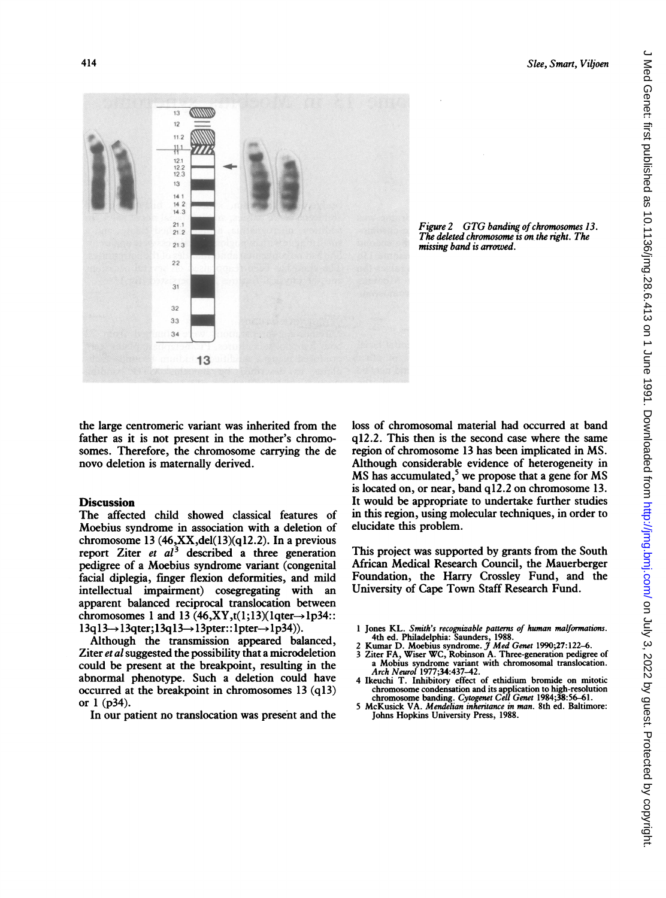Figure 2 GTG banding of chromosomes 13. The deleted chromosome is on the right. The missing band is arrowed.

the large centromeric variant was inherited from the father as it is not present in the mother's chromosomes. Therefore, the chromosome carrying the de novo deletion is maternally derived.

## Discussion

The affected child showed classical features of Moebius syndrome in association with a deletion of chromosome 13 (46,XX,del(13)(q12.2). In a previous report Ziter *et al*[3] described a three generation pedigree of a Moebius syndrome variant (congenital facial diplegia, finger flexion deformities, and mild intellectual impairment) cosegregating with an apparent balanced reciprocal translocation between chromosomes 1 and 13 (46,XY,t(1;13)(1qter→1p34::13q13→13qter;13q13→13pter::1pter→1p34)).

Although the transmission appeared balanced, Ziter *et al* suggested the possibility that a microdeletion could be present at the breakpoint, resulting in the abnormal phenotype. Such a deletion could have occurred at the breakpoint in chromosomes 13 (q13) or 1 (p34).

In our patient no translocation was present and the loss of chromosomal material had occurred at band q12.2. This then is the second case where the same region of chromosome 13 has been implicated in MS. Although considerable evidence of heterogeneity in MS has accumulated,[5] we propose that a gene for MS is located on, or near, band q12.2 on chromosome 13. It would be appropriate to undertake further studies in this region, using molecular techniques, in order to elucidate this problem.

This project was supported by grants from the South African Medical Research Council, the Mauerberger Foundation, the Harry Crossley Fund, and the University of Cape Town Staff Research Fund.

1 Jones KL. *Smith's recognizable patterns of human malformations.* 4th ed. Philadelphia: Saunders, 1988.
2 Kumar D. Moebius syndrome. *J Med Genet* 1990;27:122–6.
3 Ziter FA, Wiser WC, Robinson A. Three-generation pedigree of a Mobius syndrome variant with chromosomal translocation. *Arch Neurol* 1977;34:437–42.
4 Ikeuchi T. Inhibitory effect of ethidium bromide on mitotic chromosome condensation and its application to high-resolution chromosome banding. *Cytogenet Cell Genet* 1984;38:56–61.
5 McKusick VA. *Mendelian inheritance in man.* 8th ed. Baltimore: Johns Hopkins University Press, 1988.